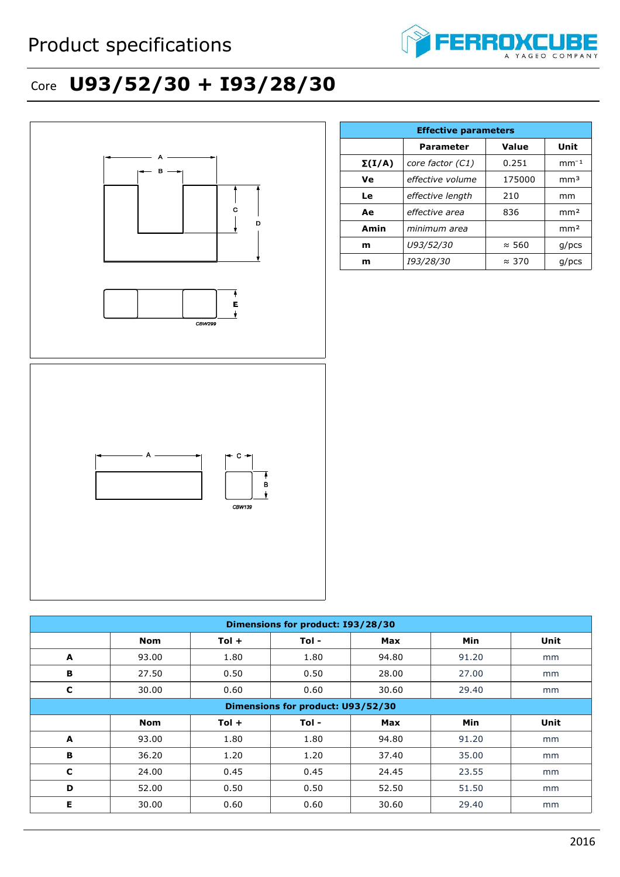# Product specifications

## Core **U93/52/30 + I93/28/30**

| Effective parameters | | | |
|---|---|---|---|
| | **Parameter** | **Value** | **Unit** |
| **Σ(I/A)** | *core factor (C1)* | 0.251 | $mm^{-1}$ |
| **Ve** | *effective volume* | 175000 | $mm^3$ |
| **Le** | *effective length* | 210 | mm |
| **Ae** | *effective area* | 836 | $mm^2$ |
| **Amin** | *minimum area* | | $mm^2$ |
| **m** | *U93/52/30* | ≈ 560 | g/pcs |
| **m** | *I93/28/30* | ≈ 370 | g/pcs |

CBW299

CBW139

| Dimensions for product: I93/28/30 | | | | | | |
|---|---|---|---|---|---|---|
| | **Nom** | **Tol +** | **Tol -** | **Max** | **Min** | **Unit** |
| **A** | 93.00 | 1.80 | 1.80 | 94.80 | 91.20 | mm |
| **B** | 27.50 | 0.50 | 0.50 | 28.00 | 27.00 | mm |
| **C** | 30.00 | 0.60 | 0.60 | 30.60 | 29.40 | mm |

| Dimensions for product: U93/52/30 | | | | | | |
|---|---|---|---|---|---|---|
| | **Nom** | **Tol +** | **Tol -** | **Max** | **Min** | **Unit** |
| **A** | 93.00 | 1.80 | 1.80 | 94.80 | 91.20 | mm |
| **B** | 36.20 | 1.20 | 1.20 | 37.40 | 35.00 | mm |
| **C** | 24.00 | 0.45 | 0.45 | 24.45 | 23.55 | mm |
| **D** | 52.00 | 0.50 | 0.50 | 52.50 | 51.50 | mm |
| **E** | 30.00 | 0.60 | 0.60 | 30.60 | 29.40 | mm |

2016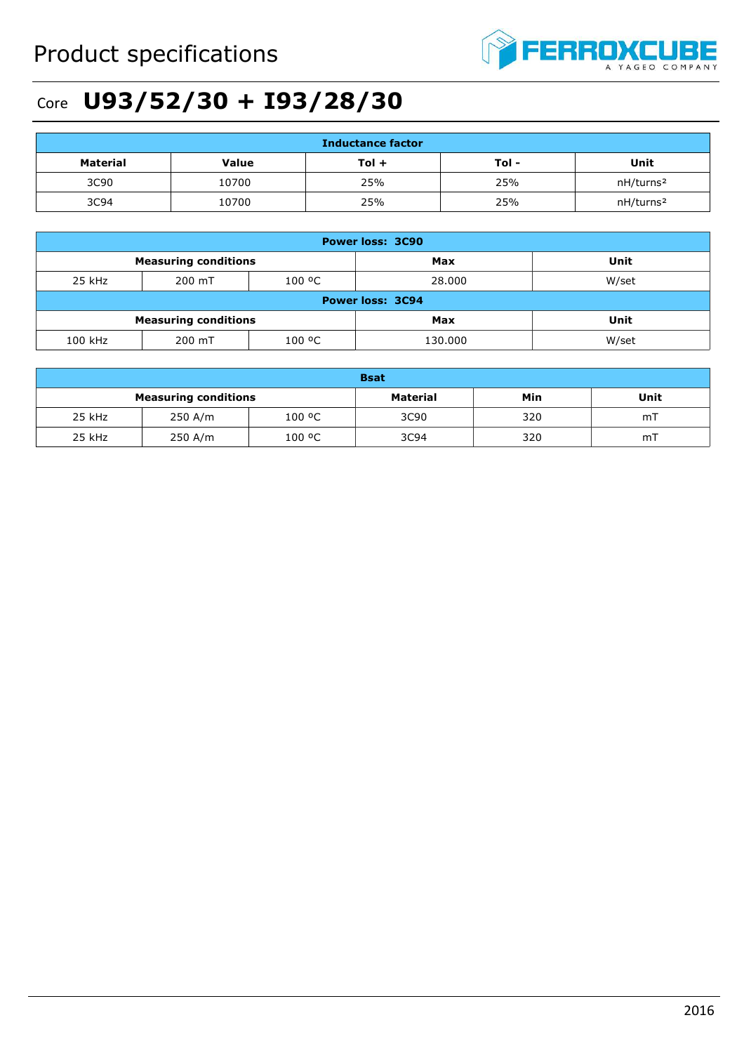# Core **U93/52/30 + I93/28/30**

| Inductance factor | | | | |
|---|---|---|---|---|
| **Material** | **Value** | **Tol +** | **Tol -** | **Unit** |
| 3C90 | 10700 | 25% | 25% | nH/turns² |
| 3C94 | 10700 | 25% | 25% | nH/turns² |

| Power loss: 3C90 | | | | |
|---|---|---|---|---|
| **Measuring conditions** | | | **Max** | **Unit** |
| 25 kHz | 200 mT | 100 ºC | 28.000 | W/set |
| **Power loss: 3C94** | | | | |
| **Measuring conditions** | | | **Max** | **Unit** |
| 100 kHz | 200 mT | 100 ºC | 130.000 | W/set |

| Bsat | | | | | |
|---|---|---|---|---|---|
| **Measuring conditions** | | | **Material** | **Min** | **Unit** |
| 25 kHz | 250 A/m | 100 ºC | 3C90 | 320 | mT |
| 25 kHz | 250 A/m | 100 ºC | 3C94 | 320 | mT |